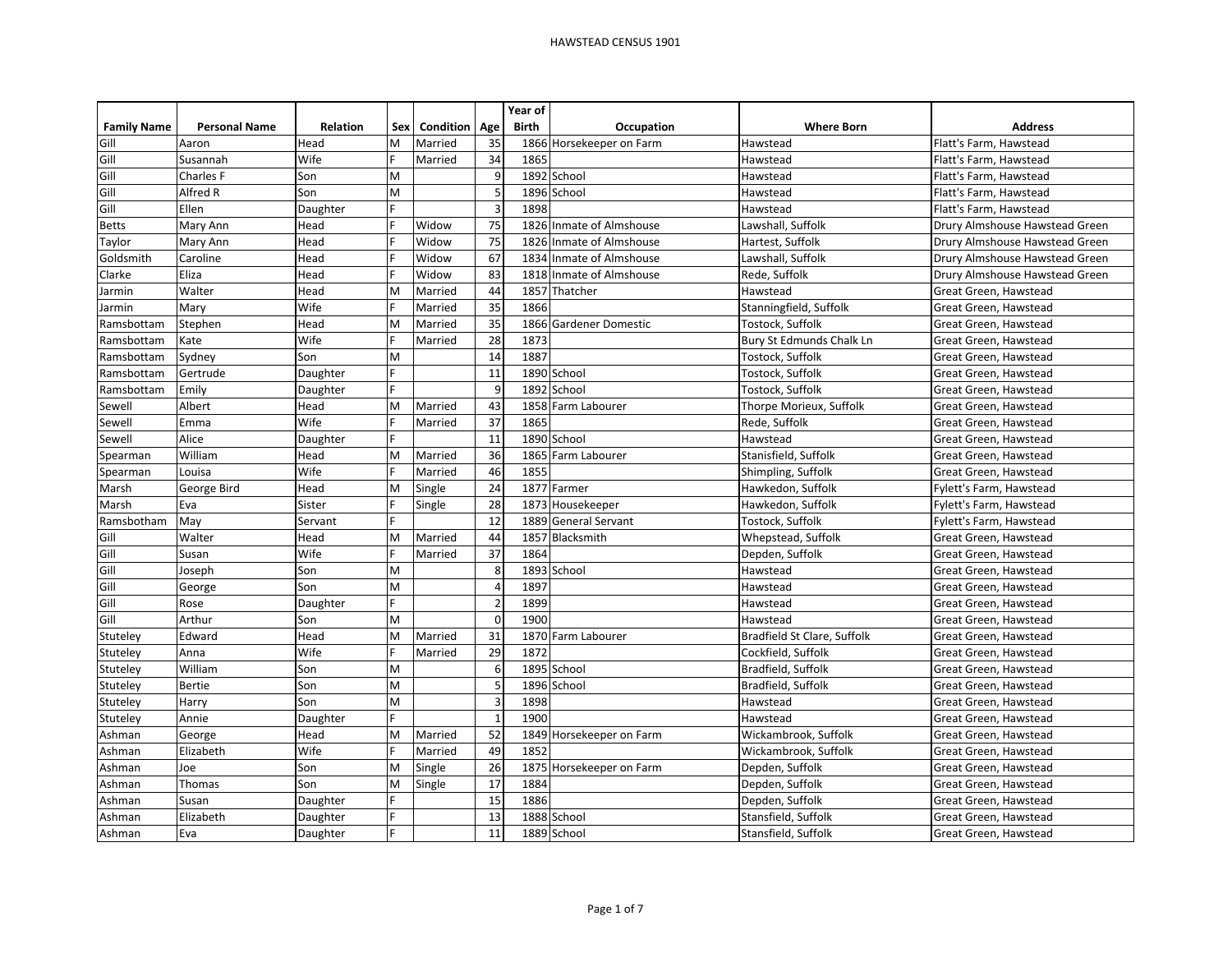# HAWSTEAD CENSUS 1901

| Family Name | Personal Name | Relation | Sex | Condition | Age | Year of Birth | Occupation | Where Born | Address |
|---|---|---|---|---|---|---|---|---|---|
| Gill | Aaron | Head | M | Married | 35 | 1866 | Horsekeeper on Farm | Hawstead | Flatt's Farm, Hawstead |
| Gill | Susannah | Wife | F | Married | 34 | 1865 | | Hawstead | Flatt's Farm, Hawstead |
| Gill | Charles F | Son | M | | 9 | 1892 | School | Hawstead | Flatt's Farm, Hawstead |
| Gill | Alfred R | Son | M | | 5 | 1896 | School | Hawstead | Flatt's Farm, Hawstead |
| Gill | Ellen | Daughter | F | | 3 | 1898 | | Hawstead | Flatt's Farm, Hawstead |
| Betts | Mary Ann | Head | F | Widow | 75 | 1826 | Inmate of Almshouse | Lawshall, Suffolk | Drury Almshouse Hawstead Green |
| Taylor | Mary Ann | Head | F | Widow | 75 | 1826 | Inmate of Almshouse | Hartest, Suffolk | Drury Almshouse Hawstead Green |
| Goldsmith | Caroline | Head | F | Widow | 67 | 1834 | Inmate of Almshouse | Lawshall, Suffolk | Drury Almshouse Hawstead Green |
| Clarke | Eliza | Head | F | Widow | 83 | 1818 | Inmate of Almshouse | Rede, Suffolk | Drury Almshouse Hawstead Green |
| Jarmin | Walter | Head | M | Married | 44 | 1857 | Thatcher | Hawstead | Great Green, Hawstead |
| Jarmin | Mary | Wife | F | Married | 35 | 1866 | | Stanningfield, Suffolk | Great Green, Hawstead |
| Ramsbottam | Stephen | Head | M | Married | 35 | 1866 | Gardener Domestic | Tostock, Suffolk | Great Green, Hawstead |
| Ramsbottam | Kate | Wife | F | Married | 28 | 1873 | | Bury St Edmunds Chalk Ln | Great Green, Hawstead |
| Ramsbottam | Sydney | Son | M | | 14 | 1887 | | Tostock, Suffolk | Great Green, Hawstead |
| Ramsbottam | Gertrude | Daughter | F | | 11 | 1890 | School | Tostock, Suffolk | Great Green, Hawstead |
| Ramsbottam | Emily | Daughter | F | | 9 | 1892 | School | Tostock, Suffolk | Great Green, Hawstead |
| Sewell | Albert | Head | M | Married | 43 | 1858 | Farm Labourer | Thorpe Morieux, Suffolk | Great Green, Hawstead |
| Sewell | Emma | Wife | F | Married | 37 | 1865 | | Rede, Suffolk | Great Green, Hawstead |
| Sewell | Alice | Daughter | F | | 11 | 1890 | School | Hawstead | Great Green, Hawstead |
| Spearman | William | Head | M | Married | 36 | 1865 | Farm Labourer | Stanisfield, Suffolk | Great Green, Hawstead |
| Spearman | Louisa | Wife | F | Married | 46 | 1855 | | Shimpling, Suffolk | Great Green, Hawstead |
| Marsh | George Bird | Head | M | Single | 24 | 1877 | Farmer | Hawkedon, Suffolk | Fylett's Farm, Hawstead |
| Marsh | Eva | Sister | F | Single | 28 | 1873 | Housekeeper | Hawkedon, Suffolk | Fylett's Farm, Hawstead |
| Ramsbotham | May | Servant | F | | 12 | 1889 | General Servant | Tostock, Suffolk | Fylett's Farm, Hawstead |
| Gill | Walter | Head | M | Married | 44 | 1857 | Blacksmith | Whepstead, Suffolk | Great Green, Hawstead |
| Gill | Susan | Wife | F | Married | 37 | 1864 | | Depden, Suffolk | Great Green, Hawstead |
| Gill | Joseph | Son | M | | 8 | 1893 | School | Hawstead | Great Green, Hawstead |
| Gill | George | Son | M | | 4 | 1897 | | Hawstead | Great Green, Hawstead |
| Gill | Rose | Daughter | F | | 2 | 1899 | | Hawstead | Great Green, Hawstead |
| Gill | Arthur | Son | M | | 0 | 1900 | | Hawstead | Great Green, Hawstead |
| Stuteley | Edward | Head | M | Married | 31 | 1870 | Farm Labourer | Bradfield St Clare, Suffolk | Great Green, Hawstead |
| Stuteley | Anna | Wife | F | Married | 29 | 1872 | | Cockfield, Suffolk | Great Green, Hawstead |
| Stuteley | William | Son | M | | 6 | 1895 | School | Bradfield, Suffolk | Great Green, Hawstead |
| Stuteley | Bertie | Son | M | | 5 | 1896 | School | Bradfield, Suffolk | Great Green, Hawstead |
| Stuteley | Harry | Son | M | | 3 | 1898 | | Hawstead | Great Green, Hawstead |
| Stuteley | Annie | Daughter | F | | 1 | 1900 | | Hawstead | Great Green, Hawstead |
| Ashman | George | Head | M | Married | 52 | 1849 | Horsekeeper on Farm | Wickambrook, Suffolk | Great Green, Hawstead |
| Ashman | Elizabeth | Wife | F | Married | 49 | 1852 | | Wickambrook, Suffolk | Great Green, Hawstead |
| Ashman | Joe | Son | M | Single | 26 | 1875 | Horsekeeper on Farm | Depden, Suffolk | Great Green, Hawstead |
| Ashman | Thomas | Son | M | Single | 17 | 1884 | | Depden, Suffolk | Great Green, Hawstead |
| Ashman | Susan | Daughter | F | | 15 | 1886 | | Depden, Suffolk | Great Green, Hawstead |
| Ashman | Elizabeth | Daughter | F | | 13 | 1888 | School | Stansfield, Suffolk | Great Green, Hawstead |
| Ashman | Eva | Daughter | F | | 11 | 1889 | School | Stansfield, Suffolk | Great Green, Hawstead |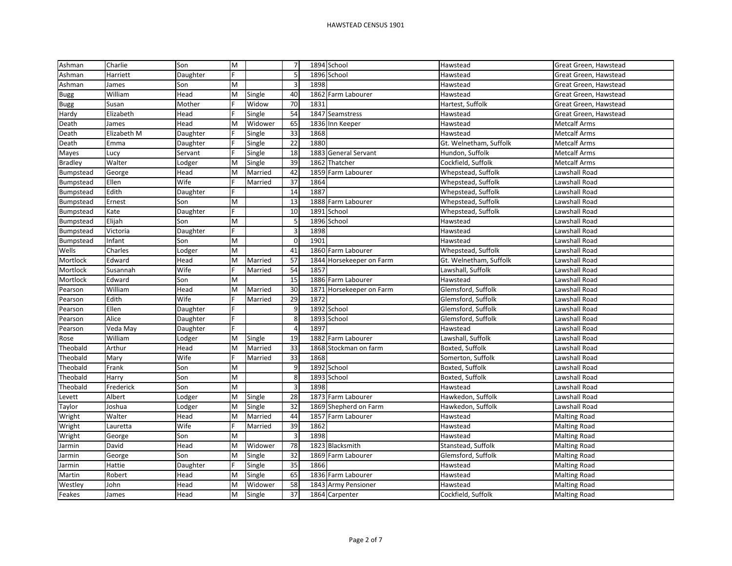| | | | | | | | | | |
|---|---|---|---|---|---|---|---|---|---|
| Ashman | Charlie | Son | M | | 7 | 1894 | School | Hawstead | Great Green, Hawstead |
| Ashman | Harriett | Daughter | F | | 5 | 1896 | School | Hawstead | Great Green, Hawstead |
| Ashman | James | Son | M | | 3 | 1898 | | Hawstead | Great Green, Hawstead |
| Bugg | William | Head | M | Single | 40 | 1862 | Farm Labourer | Hawstead | Great Green, Hawstead |
| Bugg | Susan | Mother | F | Widow | 70 | 1831 | | Hartest, Suffolk | Great Green, Hawstead |
| Hardy | Elizabeth | Head | F | Single | 54 | 1847 | Seamstress | Hawstead | Great Green, Hawstead |
| Death | James | Head | M | Widower | 65 | 1836 | Inn Keeper | Hawstead | Metcalf Arms |
| Death | Elizabeth M | Daughter | F | Single | 33 | 1868 | | Hawstead | Metcalf Arms |
| Death | Emma | Daughter | F | Single | 22 | 1880 | | Gt. Welnetham, Suffolk | Metcalf Arms |
| Mayes | Lucy | Servant | F | Single | 18 | 1883 | General Servant | Hundon, Suffolk | Metcalf Arms |
| Bradley | Walter | Lodger | M | Single | 39 | 1862 | Thatcher | Cockfield, Suffolk | Metcalf Arms |
| Bumpstead | George | Head | M | Married | 42 | 1859 | Farm Labourer | Whepstead, Suffolk | Lawshall Road |
| Bumpstead | Ellen | Wife | F | Married | 37 | 1864 | | Whepstead, Suffolk | Lawshall Road |
| Bumpstead | Edith | Daughter | F | | 14 | 1887 | | Whepstead, Suffolk | Lawshall Road |
| Bumpstead | Ernest | Son | M | | 13 | 1888 | Farm Labourer | Whepstead, Suffolk | Lawshall Road |
| Bumpstead | Kate | Daughter | F | | 10 | 1891 | School | Whepstead, Suffolk | Lawshall Road |
| Bumpstead | Elijah | Son | M | | 5 | 1896 | School | Hawstead | Lawshall Road |
| Bumpstead | Victoria | Daughter | F | | 3 | 1898 | | Hawstead | Lawshall Road |
| Bumpstead | Infant | Son | M | | 0 | 1901 | | Hawstead | Lawshall Road |
| Wells | Charles | Lodger | M | | 41 | 1860 | Farm Labourer | Whepstead, Suffolk | Lawshall Road |
| Mortlock | Edward | Head | M | Married | 57 | 1844 | Horsekeeper on Farm | Gt. Welnetham, Suffolk | Lawshall Road |
| Mortlock | Susannah | Wife | F | Married | 54 | 1857 | | Lawshall, Suffolk | Lawshall Road |
| Mortlock | Edward | Son | M | | 15 | 1886 | Farm Labourer | Hawstead | Lawshall Road |
| Pearson | William | Head | M | Married | 30 | 1871 | Horsekeeper on Farm | Glemsford, Suffolk | Lawshall Road |
| Pearson | Edith | Wife | F | Married | 29 | 1872 | | Glemsford, Suffolk | Lawshall Road |
| Pearson | Ellen | Daughter | F | | 9 | 1892 | School | Glemsford, Suffolk | Lawshall Road |
| Pearson | Alice | Daughter | F | | 8 | 1893 | School | Glemsford, Suffolk | Lawshall Road |
| Pearson | Veda May | Daughter | F | | 4 | 1897 | | Hawstead | Lawshall Road |
| Rose | William | Lodger | M | Single | 19 | 1882 | Farm Labourer | Lawshall, Suffolk | Lawshall Road |
| Theobald | Arthur | Head | M | Married | 33 | 1868 | Stockman on farm | Boxted, Suffolk | Lawshall Road |
| Theobald | Mary | Wife | F | Married | 33 | 1868 | | Somerton, Suffolk | Lawshall Road |
| Theobald | Frank | Son | M | | 9 | 1892 | School | Boxted, Suffolk | Lawshall Road |
| Theobald | Harry | Son | M | | 8 | 1893 | School | Boxted, Suffolk | Lawshall Road |
| Theobald | Frederick | Son | M | | 3 | 1898 | | Hawstead | Lawshall Road |
| Levett | Albert | Lodger | M | Single | 28 | 1873 | Farm Labourer | Hawkedon, Suffolk | Lawshall Road |
| Taylor | Joshua | Lodger | M | Single | 32 | 1869 | Shepherd on Farm | Hawkedon, Suffolk | Lawshall Road |
| Wright | Walter | Head | M | Married | 44 | 1857 | Farm Labourer | Hawstead | Malting Road |
| Wright | Lauretta | Wife | F | Married | 39 | 1862 | | Hawstead | Malting Road |
| Wright | George | Son | M | | 3 | 1898 | | Hawstead | Malting Road |
| Jarmin | David | Head | M | Widower | 78 | 1823 | Blacksmith | Stanstead, Suffolk | Malting Road |
| Jarmin | George | Son | M | Single | 32 | 1869 | Farm Labourer | Glemsford, Suffolk | Malting Road |
| Jarmin | Hattie | Daughter | F | Single | 35 | 1866 | | Hawstead | Malting Road |
| Martin | Robert | Head | M | Single | 65 | 1836 | Farm Labourer | Hawstead | Malting Road |
| Westley | John | Head | M | Widower | 58 | 1843 | Army Pensioner | Hawstead | Malting Road |
| Feakes | James | Head | M | Single | 37 | 1864 | Carpenter | Cockfield, Suffolk | Malting Road |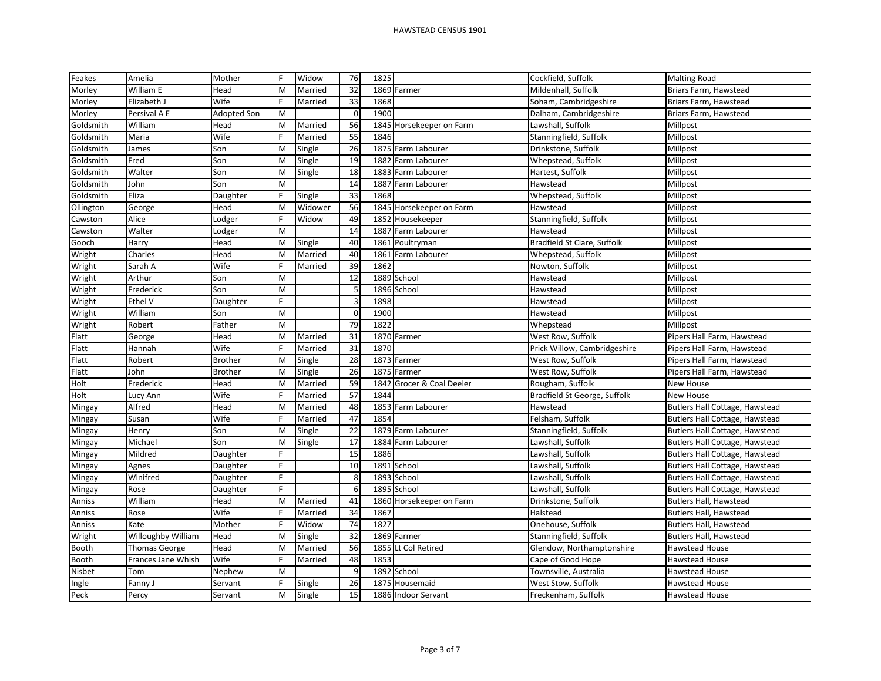# HAWSTEAD CENSUS 1901

| Surname | Forename | Relation | Sex | Status | Age | Born | Occupation | Birthplace | Address |
|---|---|---|---|---|---|---|---|---|---|
| Feakes | Amelia | Mother | F | Widow | 76 | 1825 | | Cockfield, Suffolk | Malting Road |
| Morley | William E | Head | M | Married | 32 | 1869 | Farmer | Mildenhall, Suffolk | Briars Farm, Hawstead |
| Morley | Elizabeth J | Wife | F | Married | 33 | 1868 | | Soham, Cambridgeshire | Briars Farm, Hawstead |
| Morley | Persival A E | Adopted Son | M | | 0 | 1900 | | Dalham, Cambridgeshire | Briars Farm, Hawstead |
| Goldsmith | William | Head | M | Married | 56 | 1845 | Horsekeeper on Farm | Lawshall, Suffolk | Millpost |
| Goldsmith | Maria | Wife | F | Married | 55 | 1846 | | Stanningfield, Suffolk | Millpost |
| Goldsmith | James | Son | M | Single | 26 | 1875 | Farm Labourer | Drinkstone, Suffolk | Millpost |
| Goldsmith | Fred | Son | M | Single | 19 | 1882 | Farm Labourer | Whepstead, Suffolk | Millpost |
| Goldsmith | Walter | Son | M | Single | 18 | 1883 | Farm Labourer | Hartest, Suffolk | Millpost |
| Goldsmith | John | Son | M | | 14 | 1887 | Farm Labourer | Hawstead | Millpost |
| Goldsmith | Eliza | Daughter | F | Single | 33 | 1868 | | Whepstead, Suffolk | Millpost |
| Ollington | George | Head | M | Widower | 56 | 1845 | Horsekeeper on Farm | Hawstead | Millpost |
| Cawston | Alice | Lodger | F | Widow | 49 | 1852 | Housekeeper | Stanningfield, Suffolk | Millpost |
| Cawston | Walter | Lodger | M | | 14 | 1887 | Farm Labourer | Hawstead | Millpost |
| Gooch | Harry | Head | M | Single | 40 | 1861 | Poultryman | Bradfield St Clare, Suffolk | Millpost |
| Wright | Charles | Head | M | Married | 40 | 1861 | Farm Labourer | Whepstead, Suffolk | Millpost |
| Wright | Sarah A | Wife | F | Married | 39 | 1862 | | Nowton, Suffolk | Millpost |
| Wright | Arthur | Son | M | | 12 | 1889 | School | Hawstead | Millpost |
| Wright | Frederick | Son | M | | 5 | 1896 | School | Hawstead | Millpost |
| Wright | Ethel V | Daughter | F | | 3 | 1898 | | Hawstead | Millpost |
| Wright | William | Son | M | | 0 | 1900 | | Hawstead | Millpost |
| Wright | Robert | Father | M | | 79 | 1822 | | Whepstead | Millpost |
| Flatt | George | Head | M | Married | 31 | 1870 | Farmer | West Row, Suffolk | Pipers Hall Farm, Hawstead |
| Flatt | Hannah | Wife | F | Married | 31 | 1870 | | Prick Willow, Cambridgeshire | Pipers Hall Farm, Hawstead |
| Flatt | Robert | Brother | M | Single | 28 | 1873 | Farmer | West Row, Suffolk | Pipers Hall Farm, Hawstead |
| Flatt | John | Brother | M | Single | 26 | 1875 | Farmer | West Row, Suffolk | Pipers Hall Farm, Hawstead |
| Holt | Frederick | Head | M | Married | 59 | 1842 | Grocer & Coal Deeler | Rougham, Suffolk | New House |
| Holt | Lucy Ann | Wife | F | Married | 57 | 1844 | | Bradfield St George, Suffolk | New House |
| Mingay | Alfred | Head | M | Married | 48 | 1853 | Farm Labourer | Hawstead | Butlers Hall Cottage, Hawstead |
| Mingay | Susan | Wife | F | Married | 47 | 1854 | | Felsham, Suffolk | Butlers Hall Cottage, Hawstead |
| Mingay | Henry | Son | M | Single | 22 | 1879 | Farm Labourer | Stanningfield, Suffolk | Butlers Hall Cottage, Hawstead |
| Mingay | Michael | Son | M | Single | 17 | 1884 | Farm Labourer | Lawshall, Suffolk | Butlers Hall Cottage, Hawstead |
| Mingay | Mildred | Daughter | F | | 15 | 1886 | | Lawshall, Suffolk | Butlers Hall Cottage, Hawstead |
| Mingay | Agnes | Daughter | F | | 10 | 1891 | School | Lawshall, Suffolk | Butlers Hall Cottage, Hawstead |
| Mingay | Winifred | Daughter | F | | 8 | 1893 | School | Lawshall, Suffolk | Butlers Hall Cottage, Hawstead |
| Mingay | Rose | Daughter | F | | 6 | 1895 | School | Lawshall, Suffolk | Butlers Hall Cottage, Hawstead |
| Anniss | William | Head | M | Married | 41 | 1860 | Horsekeeper on Farm | Drinkstone, Suffolk | Butlers Hall, Hawstead |
| Anniss | Rose | Wife | F | Married | 34 | 1867 | | Halstead | Butlers Hall, Hawstead |
| Anniss | Kate | Mother | F | Widow | 74 | 1827 | | Onehouse, Suffolk | Butlers Hall, Hawstead |
| Wright | Willoughby William | Head | M | Single | 32 | 1869 | Farmer | Stanningfield, Suffolk | Butlers Hall, Hawstead |
| Booth | Thomas George | Head | M | Married | 56 | 1855 | Lt Col Retired | Glendow, Northamptonshire | Hawstead House |
| Booth | Frances Jane Whish | Wife | F | Married | 48 | 1853 | | Cape of Good Hope | Hawstead House |
| Nisbet | Tom | Nephew | M | | 9 | 1892 | School | Townsville, Australia | Hawstead House |
| Ingle | Fanny J | Servant | F | Single | 26 | 1875 | Housemaid | West Stow, Suffolk | Hawstead House |
| Peck | Percy | Servant | M | Single | 15 | 1886 | Indoor Servant | Freckenham, Suffolk | Hawstead House |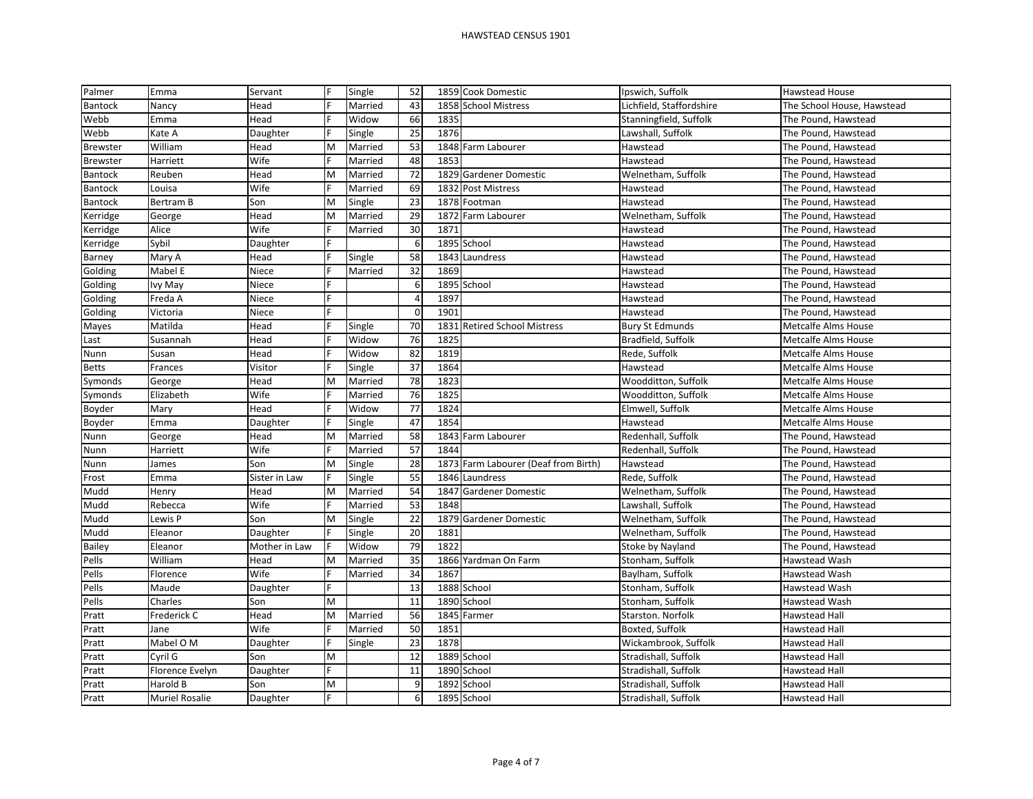| Palmer | Emma | Servant | F | Single | 52 | 1859 | Cook Domestic | Ipswich, Suffolk | Hawstead House |
|---|---|---|---|---|---|---|---|---|---|
| Bantock | Nancy | Head | F | Married | 43 | 1858 | School Mistress | Lichfield, Staffordshire | The School House, Hawstead |
| Webb | Emma | Head | F | Widow | 66 | 1835 | | Stanningfield, Suffolk | The Pound, Hawstead |
| Webb | Kate A | Daughter | F | Single | 25 | 1876 | | Lawshall, Suffolk | The Pound, Hawstead |
| Brewster | William | Head | M | Married | 53 | 1848 | Farm Labourer | Hawstead | The Pound, Hawstead |
| Brewster | Harriett | Wife | F | Married | 48 | 1853 | | Hawstead | The Pound, Hawstead |
| Bantock | Reuben | Head | M | Married | 72 | 1829 | Gardener Domestic | Welnetham, Suffolk | The Pound, Hawstead |
| Bantock | Louisa | Wife | F | Married | 69 | 1832 | Post Mistress | Hawstead | The Pound, Hawstead |
| Bantock | Bertram B | Son | M | Single | 23 | 1878 | Footman | Hawstead | The Pound, Hawstead |
| Kerridge | George | Head | M | Married | 29 | 1872 | Farm Labourer | Welnetham, Suffolk | The Pound, Hawstead |
| Kerridge | Alice | Wife | F | Married | 30 | 1871 | | Hawstead | The Pound, Hawstead |
| Kerridge | Sybil | Daughter | F | | 6 | 1895 | School | Hawstead | The Pound, Hawstead |
| Barney | Mary A | Head | F | Single | 58 | 1843 | Laundress | Hawstead | The Pound, Hawstead |
| Golding | Mabel E | Niece | F | Married | 32 | 1869 | | Hawstead | The Pound, Hawstead |
| Golding | Ivy May | Niece | F | | 6 | 1895 | School | Hawstead | The Pound, Hawstead |
| Golding | Freda A | Niece | F | | 4 | 1897 | | Hawstead | The Pound, Hawstead |
| Golding | Victoria | Niece | F | | 0 | 1901 | | Hawstead | The Pound, Hawstead |
| Mayes | Matilda | Head | F | Single | 70 | 1831 | Retired School Mistress | Bury St Edmunds | Metcalfe Alms House |
| Last | Susannah | Head | F | Widow | 76 | 1825 | | Bradfield, Suffolk | Metcalfe Alms House |
| Nunn | Susan | Head | F | Widow | 82 | 1819 | | Rede, Suffolk | Metcalfe Alms House |
| Betts | Frances | Visitor | F | Single | 37 | 1864 | | Hawstead | Metcalfe Alms House |
| Symonds | George | Head | M | Married | 78 | 1823 | | Woodditton, Suffolk | Metcalfe Alms House |
| Symonds | Elizabeth | Wife | F | Married | 76 | 1825 | | Woodditton, Suffolk | Metcalfe Alms House |
| Boyder | Mary | Head | F | Widow | 77 | 1824 | | Elmwell, Suffolk | Metcalfe Alms House |
| Boyder | Emma | Daughter | F | Single | 47 | 1854 | | Hawstead | Metcalfe Alms House |
| Nunn | George | Head | M | Married | 58 | 1843 | Farm Labourer | Redenhall, Suffolk | The Pound, Hawstead |
| Nunn | Harriett | Wife | F | Married | 57 | 1844 | | Redenhall, Suffolk | The Pound, Hawstead |
| Nunn | James | Son | M | Single | 28 | 1873 | Farm Labourer (Deaf from Birth) | Hawstead | The Pound, Hawstead |
| Frost | Emma | Sister in Law | F | Single | 55 | 1846 | Laundress | Rede, Suffolk | The Pound, Hawstead |
| Mudd | Henry | Head | M | Married | 54 | 1847 | Gardener Domestic | Welnetham, Suffolk | The Pound, Hawstead |
| Mudd | Rebecca | Wife | F | Married | 53 | 1848 | | Lawshall, Suffolk | The Pound, Hawstead |
| Mudd | Lewis P | Son | M | Single | 22 | 1879 | Gardener Domestic | Welnetham, Suffolk | The Pound, Hawstead |
| Mudd | Eleanor | Daughter | F | Single | 20 | 1881 | | Welnetham, Suffolk | The Pound, Hawstead |
| Bailey | Eleanor | Mother in Law | F | Widow | 79 | 1822 | | Stoke by Nayland | The Pound, Hawstead |
| Pells | William | Head | M | Married | 35 | 1866 | Yardman On Farm | Stonham, Suffolk | Hawstead Wash |
| Pells | Florence | Wife | F | Married | 34 | 1867 | | Baylham, Suffolk | Hawstead Wash |
| Pells | Maude | Daughter | F | | 13 | 1888 | School | Stonham, Suffolk | Hawstead Wash |
| Pells | Charles | Son | M | | 11 | 1890 | School | Stonham, Suffolk | Hawstead Wash |
| Pratt | Frederick C | Head | M | Married | 56 | 1845 | Farmer | Starston. Norfolk | Hawstead Hall |
| Pratt | Jane | Wife | F | Married | 50 | 1851 | | Boxted, Suffolk | Hawstead Hall |
| Pratt | Mabel O M | Daughter | F | Single | 23 | 1878 | | Wickambrook, Suffolk | Hawstead Hall |
| Pratt | Cyril G | Son | M | | 12 | 1889 | School | Stradishall, Suffolk | Hawstead Hall |
| Pratt | Florence Evelyn | Daughter | F | | 11 | 1890 | School | Stradishall, Suffolk | Hawstead Hall |
| Pratt | Harold B | Son | M | | 9 | 1892 | School | Stradishall, Suffolk | Hawstead Hall |
| Pratt | Muriel Rosalie | Daughter | F | | 6 | 1895 | School | Stradishall, Suffolk | Hawstead Hall |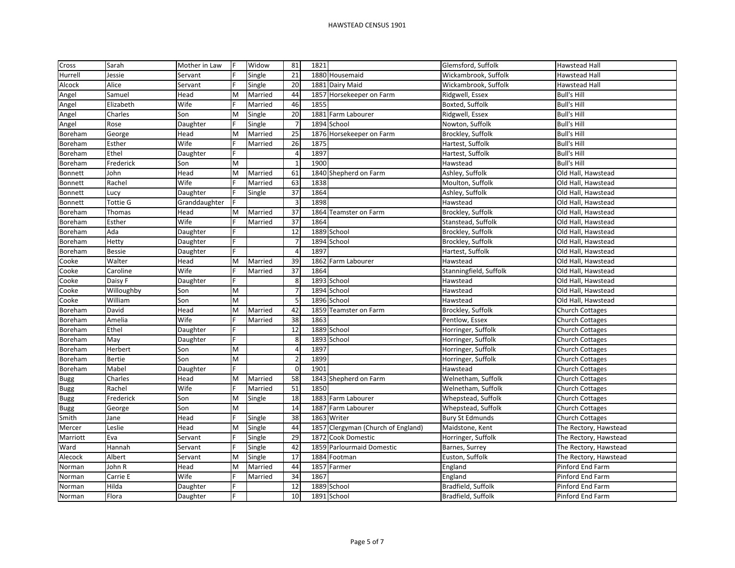# HAWSTEAD CENSUS 1901

| | | | | | | | | | |
|---|---|---|---|---|---|---|---|---|---|
| Cross | Sarah | Mother in Law | F | Widow | 81 | 1821 | | Glemsford, Suffolk | Hawstead Hall |
| Hurrell | Jessie | Servant | F | Single | 21 | 1880 | Housemaid | Wickambrook, Suffolk | Hawstead Hall |
| Alcock | Alice | Servant | F | Single | 20 | 1881 | Dairy Maid | Wickambrook, Suffolk | Hawstead Hall |
| Angel | Samuel | Head | M | Married | 44 | 1857 | Horsekeeper on Farm | Ridgwell, Essex | Bull's Hill |
| Angel | Elizabeth | Wife | F | Married | 46 | 1855 | | Boxted, Suffolk | Bull's Hill |
| Angel | Charles | Son | M | Single | 20 | 1881 | Farm Labourer | Ridgwell, Essex | Bull's Hill |
| Angel | Rose | Daughter | F | Single | 7 | 1894 | School | Nowton, Suffolk | Bull's Hill |
| Boreham | George | Head | M | Married | 25 | 1876 | Horsekeeper on Farm | Brockley, Suffolk | Bull's Hill |
| Boreham | Esther | Wife | F | Married | 26 | 1875 | | Hartest, Suffolk | Bull's Hill |
| Boreham | Ethel | Daughter | F | | 4 | 1897 | | Hartest, Suffolk | Bull's Hill |
| Boreham | Frederick | Son | M | | 1 | 1900 | | Hawstead | Bull's Hill |
| Bonnett | John | Head | M | Married | 61 | 1840 | Shepherd on Farm | Ashley, Suffolk | Old Hall, Hawstead |
| Bonnett | Rachel | Wife | F | Married | 63 | 1838 | | Moulton, Suffolk | Old Hall, Hawstead |
| Bonnett | Lucy | Daughter | F | Single | 37 | 1864 | | Ashley, Suffolk | Old Hall, Hawstead |
| Bonnett | Tottie G | Granddaughter | F | | 3 | 1898 | | Hawstead | Old Hall, Hawstead |
| Boreham | Thomas | Head | M | Married | 37 | 1864 | Teamster on Farm | Brockley, Suffolk | Old Hall, Hawstead |
| Boreham | Esther | Wife | F | Married | 37 | 1864 | | Stanstead, Suffolk | Old Hall, Hawstead |
| Boreham | Ada | Daughter | F | | 12 | 1889 | School | Brockley, Suffolk | Old Hall, Hawstead |
| Boreham | Hetty | Daughter | F | | 7 | 1894 | School | Brockley, Suffolk | Old Hall, Hawstead |
| Boreham | Bessie | Daughter | F | | 4 | 1897 | | Hartest, Suffolk | Old Hall, Hawstead |
| Cooke | Walter | Head | M | Married | 39 | 1862 | Farm Labourer | Hawstead | Old Hall, Hawstead |
| Cooke | Caroline | Wife | F | Married | 37 | 1864 | | Stanningfield, Suffolk | Old Hall, Hawstead |
| Cooke | Daisy F | Daughter | F | | 8 | 1893 | School | Hawstead | Old Hall, Hawstead |
| Cooke | Willoughby | Son | M | | 7 | 1894 | School | Hawstead | Old Hall, Hawstead |
| Cooke | William | Son | M | | 5 | 1896 | School | Hawstead | Old Hall, Hawstead |
| Boreham | David | Head | M | Married | 42 | 1859 | Teamster on Farm | Brockley, Suffolk | Church Cottages |
| Boreham | Amelia | Wife | F | Married | 38 | 1863 | | Pentlow, Essex | Church Cottages |
| Boreham | Ethel | Daughter | F | | 12 | 1889 | School | Horringer, Suffolk | Church Cottages |
| Boreham | May | Daughter | F | | 8 | 1893 | School | Horringer, Suffolk | Church Cottages |
| Boreham | Herbert | Son | M | | 4 | 1897 | | Horringer, Suffolk | Church Cottages |
| Boreham | Bertie | Son | M | | 2 | 1899 | | Horringer, Suffolk | Church Cottages |
| Boreham | Mabel | Daughter | F | | 0 | 1901 | | Hawstead | Church Cottages |
| Bugg | Charles | Head | M | Married | 58 | 1843 | Shepherd on Farm | Welnetham, Suffolk | Church Cottages |
| Bugg | Rachel | Wife | F | Married | 51 | 1850 | | Welnetham, Suffolk | Church Cottages |
| Bugg | Frederick | Son | M | Single | 18 | 1883 | Farm Labourer | Whepstead, Suffolk | Church Cottages |
| Bugg | George | Son | M | | 14 | 1887 | Farm Labourer | Whepstead, Suffolk | Church Cottages |
| Smith | Jane | Head | F | Single | 38 | 1863 | Writer | Bury St Edmunds | Church Cottages |
| Mercer | Leslie | Head | M | Single | 44 | 1857 | Clergyman (Church of England) | Maidstone, Kent | The Rectory, Hawstead |
| Marriott | Eva | Servant | F | Single | 29 | 1872 | Cook Domestic | Horringer, Suffolk | The Rectory, Hawstead |
| Ward | Hannah | Servant | F | Single | 42 | 1859 | Parlourmaid Domestic | Barnes, Surrey | The Rectory, Hawstead |
| Alecock | Albert | Servant | M | Single | 17 | 1884 | Footman | Euston, Suffolk | The Rectory, Hawstead |
| Norman | John R | Head | M | Married | 44 | 1857 | Farmer | England | Pinford End Farm |
| Norman | Carrie E | Wife | F | Married | 34 | 1867 | | England | Pinford End Farm |
| Norman | Hilda | Daughter | F | | 12 | 1889 | School | Bradfield, Suffolk | Pinford End Farm |
| Norman | Flora | Daughter | F | | 10 | 1891 | School | Bradfield, Suffolk | Pinford End Farm |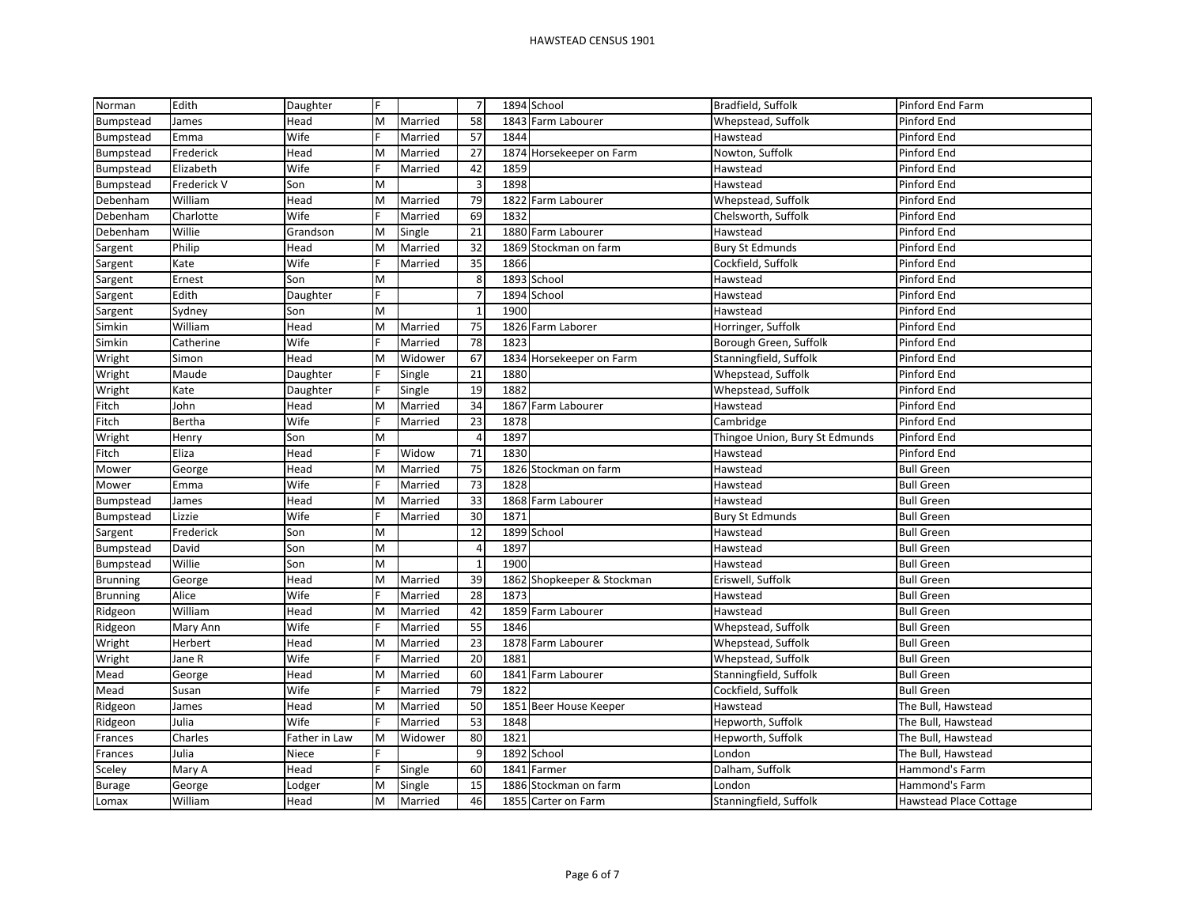# HAWSTEAD CENSUS 1901

| | | | | | | | | | |
|---|---|---|---|---|---|---|---|---|---|
| Norman | Edith | Daughter | F | | 7 | 1894 | School | Bradfield, Suffolk | Pinford End Farm |
| Bumpstead | James | Head | M | Married | 58 | 1843 | Farm Labourer | Whepstead, Suffolk | Pinford End |
| Bumpstead | Emma | Wife | F | Married | 57 | 1844 | | Hawstead | Pinford End |
| Bumpstead | Frederick | Head | M | Married | 27 | 1874 | Horsekeeper on Farm | Nowton, Suffolk | Pinford End |
| Bumpstead | Elizabeth | Wife | F | Married | 42 | 1859 | | Hawstead | Pinford End |
| Bumpstead | Frederick V | Son | M | | 3 | 1898 | | Hawstead | Pinford End |
| Debenham | William | Head | M | Married | 79 | 1822 | Farm Labourer | Whepstead, Suffolk | Pinford End |
| Debenham | Charlotte | Wife | F | Married | 69 | 1832 | | Chelsworth, Suffolk | Pinford End |
| Debenham | Willie | Grandson | M | Single | 21 | 1880 | Farm Labourer | Hawstead | Pinford End |
| Sargent | Philip | Head | M | Married | 32 | 1869 | Stockman on farm | Bury St Edmunds | Pinford End |
| Sargent | Kate | Wife | F | Married | 35 | 1866 | | Cockfield, Suffolk | Pinford End |
| Sargent | Ernest | Son | M | | 8 | 1893 | School | Hawstead | Pinford End |
| Sargent | Edith | Daughter | F | | 7 | 1894 | School | Hawstead | Pinford End |
| Sargent | Sydney | Son | M | | 1 | 1900 | | Hawstead | Pinford End |
| Simkin | William | Head | M | Married | 75 | 1826 | Farm Laborer | Horringer, Suffolk | Pinford End |
| Simkin | Catherine | Wife | F | Married | 78 | 1823 | | Borough Green, Suffolk | Pinford End |
| Wright | Simon | Head | M | Widower | 67 | 1834 | Horsekeeper on Farm | Stanningfield, Suffolk | Pinford End |
| Wright | Maude | Daughter | F | Single | 21 | 1880 | | Whepstead, Suffolk | Pinford End |
| Wright | Kate | Daughter | F | Single | 19 | 1882 | | Whepstead, Suffolk | Pinford End |
| Fitch | John | Head | M | Married | 34 | 1867 | Farm Labourer | Hawstead | Pinford End |
| Fitch | Bertha | Wife | F | Married | 23 | 1878 | | Cambridge | Pinford End |
| Wright | Henry | Son | M | | 4 | 1897 | | Thingoe Union, Bury St Edmunds | Pinford End |
| Fitch | Eliza | Head | F | Widow | 71 | 1830 | | Hawstead | Pinford End |
| Mower | George | Head | M | Married | 75 | 1826 | Stockman on farm | Hawstead | Bull Green |
| Mower | Emma | Wife | F | Married | 73 | 1828 | | Hawstead | Bull Green |
| Bumpstead | James | Head | M | Married | 33 | 1868 | Farm Labourer | Hawstead | Bull Green |
| Bumpstead | Lizzie | Wife | F | Married | 30 | 1871 | | Bury St Edmunds | Bull Green |
| Sargent | Frederick | Son | M | | 12 | 1899 | School | Hawstead | Bull Green |
| Bumpstead | David | Son | M | | 4 | 1897 | | Hawstead | Bull Green |
| Bumpstead | Willie | Son | M | | 1 | 1900 | | Hawstead | Bull Green |
| Brunning | George | Head | M | Married | 39 | 1862 | Shopkeeper & Stockman | Eriswell, Suffolk | Bull Green |
| Brunning | Alice | Wife | F | Married | 28 | 1873 | | Hawstead | Bull Green |
| Ridgeon | William | Head | M | Married | 42 | 1859 | Farm Labourer | Hawstead | Bull Green |
| Ridgeon | Mary Ann | Wife | F | Married | 55 | 1846 | | Whepstead, Suffolk | Bull Green |
| Wright | Herbert | Head | M | Married | 23 | 1878 | Farm Labourer | Whepstead, Suffolk | Bull Green |
| Wright | Jane R | Wife | F | Married | 20 | 1881 | | Whepstead, Suffolk | Bull Green |
| Mead | George | Head | M | Married | 60 | 1841 | Farm Labourer | Stanningfield, Suffolk | Bull Green |
| Mead | Susan | Wife | F | Married | 79 | 1822 | | Cockfield, Suffolk | Bull Green |
| Ridgeon | James | Head | M | Married | 50 | 1851 | Beer House Keeper | Hawstead | The Bull, Hawstead |
| Ridgeon | Julia | Wife | F | Married | 53 | 1848 | | Hepworth, Suffolk | The Bull, Hawstead |
| Frances | Charles | Father in Law | M | Widower | 80 | 1821 | | Hepworth, Suffolk | The Bull, Hawstead |
| Frances | Julia | Niece | F | | 9 | 1892 | School | London | The Bull, Hawstead |
| Sceley | Mary A | Head | F | Single | 60 | 1841 | Farmer | Dalham, Suffolk | Hammond's Farm |
| Burage | George | Lodger | M | Single | 15 | 1886 | Stockman on farm | London | Hammond's Farm |
| Lomax | William | Head | M | Married | 46 | 1855 | Carter on Farm | Stanningfield, Suffolk | Hawstead Place Cottage |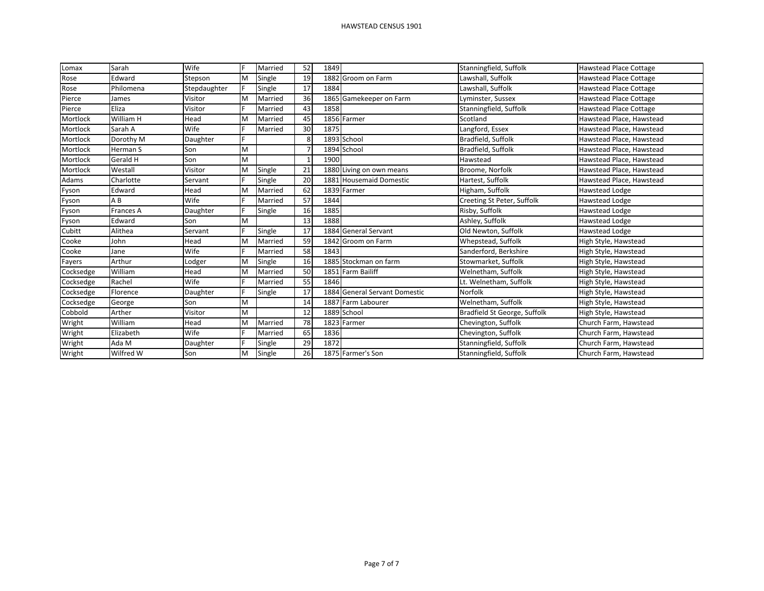# HAWSTEAD CENSUS 1901

| | | | | | | | | | |
|---|---|---|---|---|---|---|---|---|---|
| Lomax | Sarah | Wife | F | Married | 52 | 1849 | | Stanningfield, Suffolk | Hawstead Place Cottage |
| Rose | Edward | Stepson | M | Single | 19 | 1882 | Groom on Farm | Lawshall, Suffolk | Hawstead Place Cottage |
| Rose | Philomena | Stepdaughter | F | Single | 17 | 1884 | | Lawshall, Suffolk | Hawstead Place Cottage |
| Pierce | James | Visitor | M | Married | 36 | 1865 | Gamekeeper on Farm | Lyminster, Sussex | Hawstead Place Cottage |
| Pierce | Eliza | Visitor | F | Married | 43 | 1858 | | Stanningfield, Suffolk | Hawstead Place Cottage |
| Mortlock | William H | Head | M | Married | 45 | 1856 | Farmer | Scotland | Hawstead Place, Hawstead |
| Mortlock | Sarah A | Wife | F | Married | 30 | 1875 | | Langford, Essex | Hawstead Place, Hawstead |
| Mortlock | Dorothy M | Daughter | F | | 8 | 1893 | School | Bradfield, Suffolk | Hawstead Place, Hawstead |
| Mortlock | Herman S | Son | M | | 7 | 1894 | School | Bradfield, Suffolk | Hawstead Place, Hawstead |
| Mortlock | Gerald H | Son | M | | 1 | 1900 | | Hawstead | Hawstead Place, Hawstead |
| Mortlock | Westall | Visitor | M | Single | 21 | 1880 | Living on own means | Broome, Norfolk | Hawstead Place, Hawstead |
| Adams | Charlotte | Servant | F | Single | 20 | 1881 | Housemaid Domestic | Hartest, Suffolk | Hawstead Place, Hawstead |
| Fyson | Edward | Head | M | Married | 62 | 1839 | Farmer | Higham, Suffolk | Hawstead Lodge |
| Fyson | A B | Wife | F | Married | 57 | 1844 | | Creeting St Peter, Suffolk | Hawstead Lodge |
| Fyson | Frances A | Daughter | F | Single | 16 | 1885 | | Risby, Suffolk | Hawstead Lodge |
| Fyson | Edward | Son | M | | 13 | 1888 | | Ashley, Suffolk | Hawstead Lodge |
| Cubitt | Alithea | Servant | F | Single | 17 | 1884 | General Servant | Old Newton, Suffolk | Hawstead Lodge |
| Cooke | John | Head | M | Married | 59 | 1842 | Groom on Farm | Whepstead, Suffolk | High Style, Hawstead |
| Cooke | Jane | Wife | F | Married | 58 | 1843 | | Sanderford, Berkshire | High Style, Hawstead |
| Fayers | Arthur | Lodger | M | Single | 16 | 1885 | Stockman on farm | Stowmarket, Suffolk | High Style, Hawstead |
| Cocksedge | William | Head | M | Married | 50 | 1851 | Farm Bailiff | Welnetham, Suffolk | High Style, Hawstead |
| Cocksedge | Rachel | Wife | F | Married | 55 | 1846 | | Lt. Welnetham, Suffolk | High Style, Hawstead |
| Cocksedge | Florence | Daughter | F | Single | 17 | 1884 | General Servant Domestic | Norfolk | High Style, Hawstead |
| Cocksedge | George | Son | M | | 14 | 1887 | Farm Labourer | Welnetham, Suffolk | High Style, Hawstead |
| Cobbold | Arther | Visitor | M | | 12 | 1889 | School | Bradfield St George, Suffolk | High Style, Hawstead |
| Wright | William | Head | M | Married | 78 | 1823 | Farmer | Chevington, Suffolk | Church Farm, Hawstead |
| Wright | Elizabeth | Wife | F | Married | 65 | 1836 | | Chevington, Suffolk | Church Farm, Hawstead |
| Wright | Ada M | Daughter | F | Single | 29 | 1872 | | Stanningfield, Suffolk | Church Farm, Hawstead |
| Wright | Wilfred W | Son | M | Single | 26 | 1875 | Farmer's Son | Stanningfield, Suffolk | Church Farm, Hawstead |